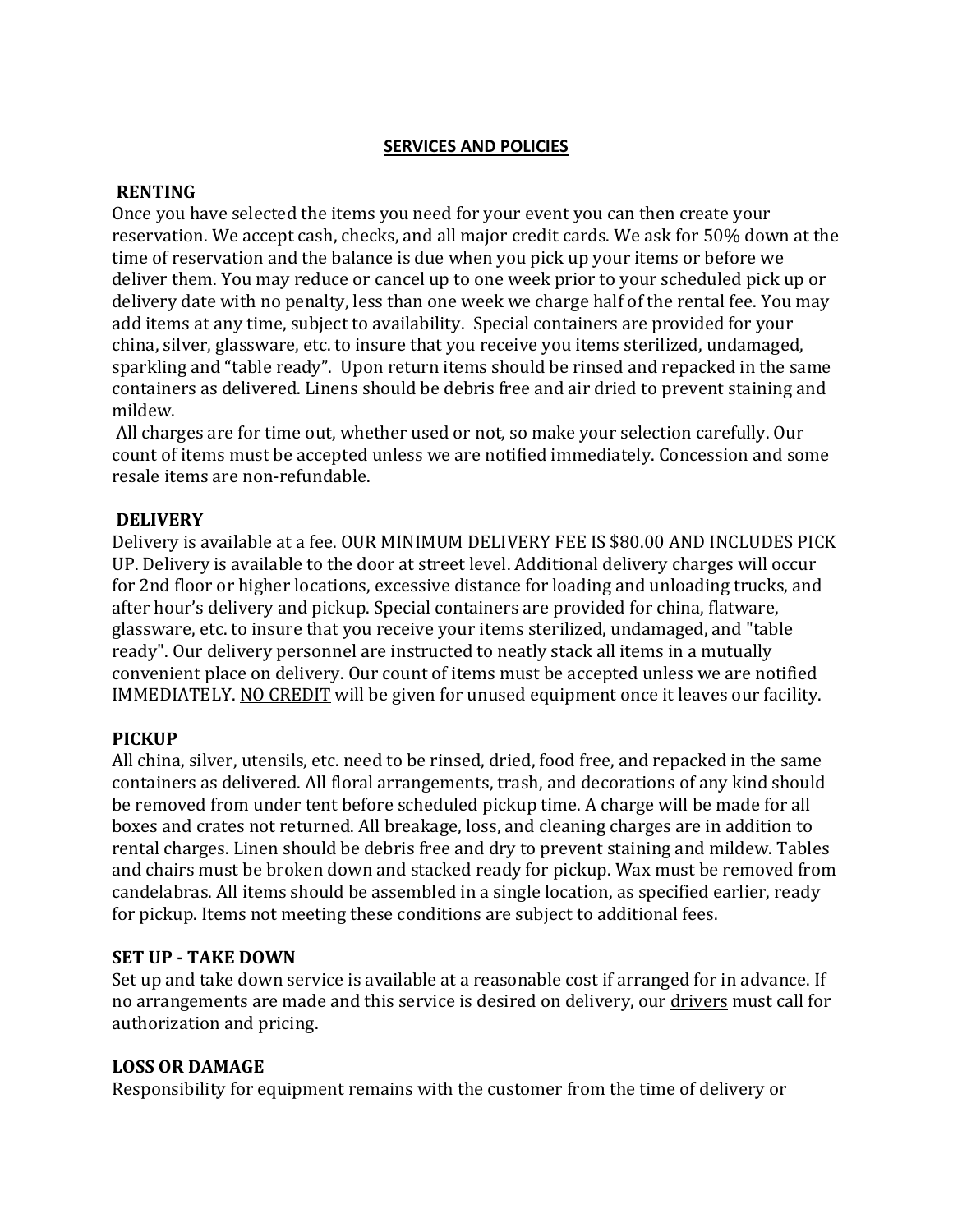# SERVICES AND POLICIES

## RENTING

Once you have selected the items you need for your event you can then create your reservation. We accept cash, checks, and all major credit cards. We ask for 50% down at the time of reservation and the balance is due when you pick up your items or before we deliver them. You may reduce or cancel up to one week prior to your scheduled pick up or delivery date with no penalty, less than one week we charge half of the rental fee. You may add items at any time, subject to availability. Special containers are provided for your china, silver, glassware, etc. to insure that you receive you items sterilized, undamaged, sparkling and "table ready". Upon return items should be rinsed and repacked in the same containers as delivered. Linens should be debris free and air dried to prevent staining and mildew.

All charges are for time out, whether used or not, so make your selection carefully. Our count of items must be accepted unless we are notified immediately. Concession and some resale items are non-refundable.

## DELIVERY

Delivery is available at a fee. OUR MINIMUM DELIVERY FEE IS $80.00 AND INCLUDES PICK UP. Delivery is available to the door at street level. Additional delivery charges will occur for 2nd floor or higher locations, excessive distance for loading and unloading trucks, and after hour's delivery and pickup. Special containers are provided for china, flatware, glassware, etc. to insure that you receive your items sterilized, undamaged, and "table ready". Our delivery personnel are instructed to neatly stack all items in a mutually convenient place on delivery. Our count of items must be accepted unless we are notified IMMEDIATELY. <u>NO CREDIT</u> will be given for unused equipment once it leaves our facility.

## PICKUP

All china, silver, utensils, etc. need to be rinsed, dried, food free, and repacked in the same containers as delivered. All floral arrangements, trash, and decorations of any kind should be removed from under tent before scheduled pickup time. A charge will be made for all boxes and crates not returned. All breakage, loss, and cleaning charges are in addition to rental charges. Linen should be debris free and dry to prevent staining and mildew. Tables and chairs must be broken down and stacked ready for pickup. Wax must be removed from candelabras. All items should be assembled in a single location, as specified earlier, ready for pickup. Items not meeting these conditions are subject to additional fees.

## SET UP - TAKE DOWN

Set up and take down service is available at a reasonable cost if arranged for in advance. If no arrangements are made and this service is desired on delivery, our <u>drivers</u> must call for authorization and pricing.

## LOSS OR DAMAGE

Responsibility for equipment remains with the customer from the time of delivery or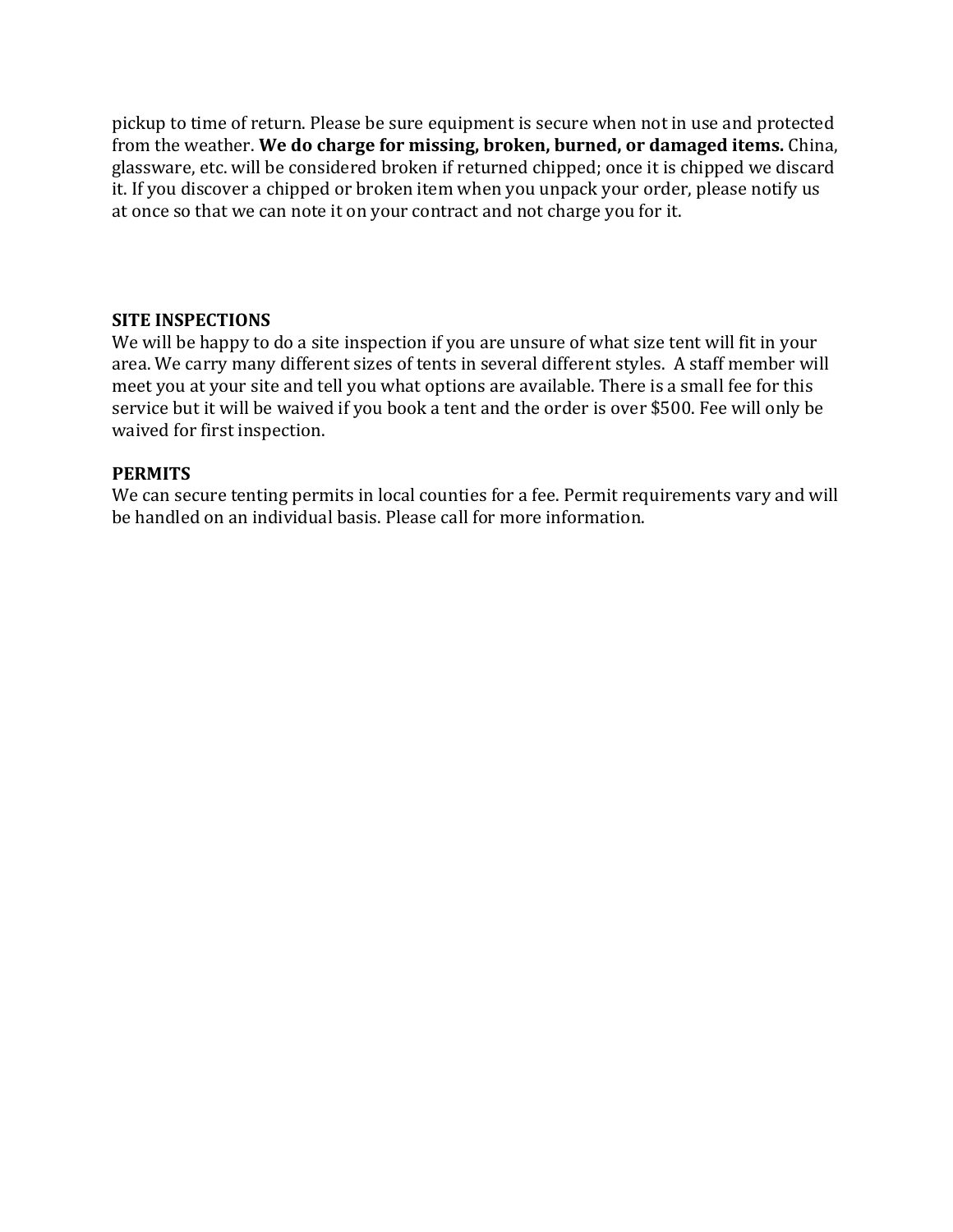pickup to time of return. Please be sure equipment is secure when not in use and protected from the weather. **We do charge for missing, broken, burned, or damaged items.** China, glassware, etc. will be considered broken if returned chipped; once it is chipped we discard it. If you discover a chipped or broken item when you unpack your order, please notify us at once so that we can note it on your contract and not charge you for it.

**SITE INSPECTIONS**

We will be happy to do a site inspection if you are unsure of what size tent will fit in your area. We carry many different sizes of tents in several different styles. A staff member will meet you at your site and tell you what options are available. There is a small fee for this service but it will be waived if you book a tent and the order is over $500. Fee will only be waived for first inspection.

**PERMITS**

We can secure tenting permits in local counties for a fee. Permit requirements vary and will be handled on an individual basis. Please call for more information.